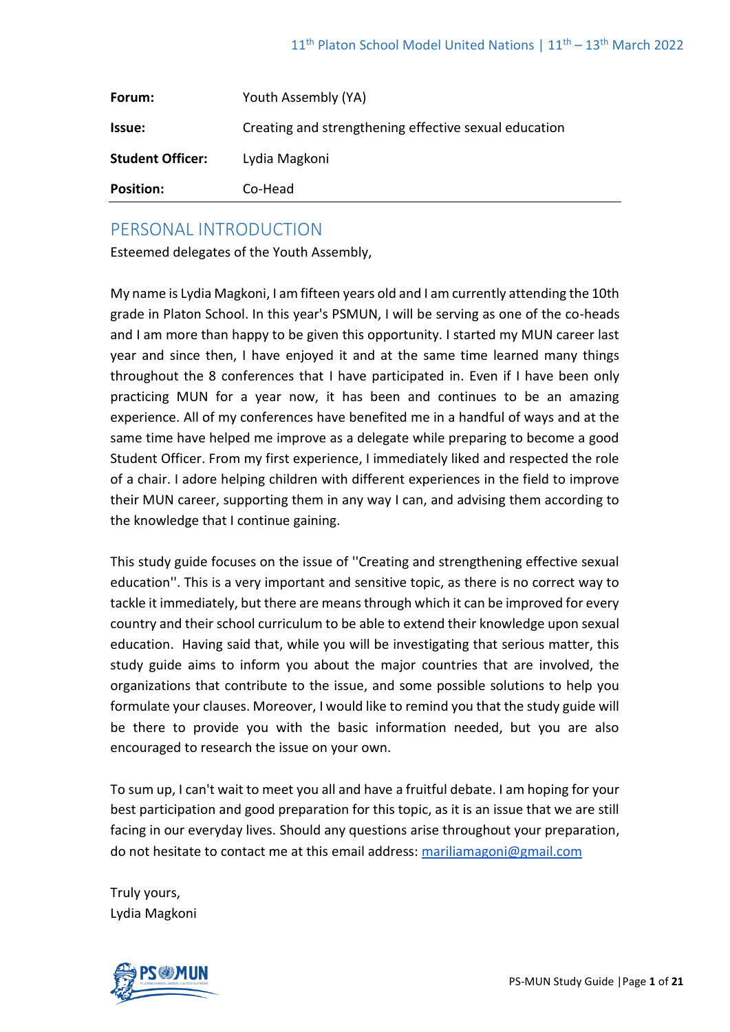| | |
|---|---|
| **Forum:** | Youth Assembly (YA) |
| **Issue:** | Creating and strengthening effective sexual education |
| **Student Officer:** | Lydia Magkoni |
| **Position:** | Co-Head |

## PERSONAL INTRODUCTION

Esteemed delegates of the Youth Assembly,

My name is Lydia Magkoni, I am fifteen years old and I am currently attending the 10th grade in Platon School. In this year's PSMUN, I will be serving as one of the co-heads and I am more than happy to be given this opportunity. I started my MUN career last year and since then, I have enjoyed it and at the same time learned many things throughout the 8 conferences that I have participated in. Even if I have been only practicing MUN for a year now, it has been and continues to be an amazing experience. All of my conferences have benefited me in a handful of ways and at the same time have helped me improve as a delegate while preparing to become a good Student Officer. From my first experience, I immediately liked and respected the role of a chair. I adore helping children with different experiences in the field to improve their MUN career, supporting them in any way I can, and advising them according to the knowledge that I continue gaining.

This study guide focuses on the issue of ''Creating and strengthening effective sexual education''. This is a very important and sensitive topic, as there is no correct way to tackle it immediately, but there are means through which it can be improved for every country and their school curriculum to be able to extend their knowledge upon sexual education. Having said that, while you will be investigating that serious matter, this study guide aims to inform you about the major countries that are involved, the organizations that contribute to the issue, and some possible solutions to help you formulate your clauses. Moreover, I would like to remind you that the study guide will be there to provide you with the basic information needed, but you are also encouraged to research the issue on your own.

To sum up, I can't wait to meet you all and have a fruitful debate. I am hoping for your best participation and good preparation for this topic, as it is an issue that we are still facing in our everyday lives. Should any questions arise throughout your preparation, do not hesitate to contact me at this email address: mariliamagoni@gmail.com

Truly yours,
Lydia Magkoni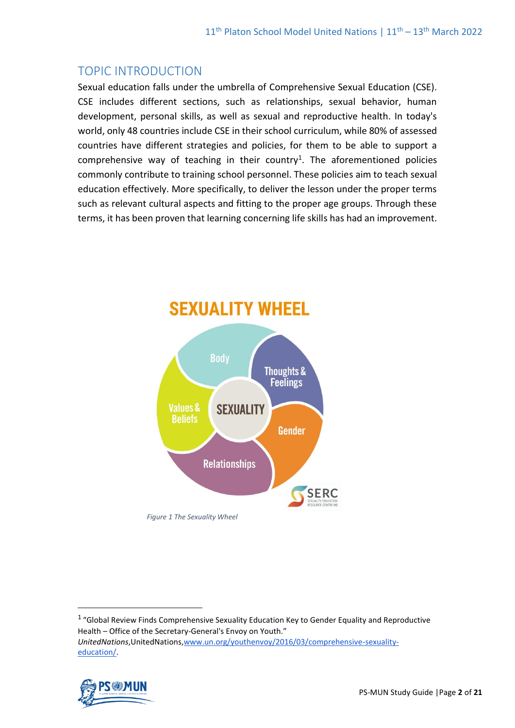## TOPIC INTRODUCTION

Sexual education falls under the umbrella of Comprehensive Sexual Education (CSE). CSE includes different sections, such as relationships, sexual behavior, human development, personal skills, as well as sexual and reproductive health. In today's world, only 48 countries include CSE in their school curriculum, while 80% of assessed countries have different strategies and policies, for them to be able to support a comprehensive way of teaching in their country[1]. The aforementioned policies commonly contribute to training school personnel. These policies aim to teach sexual education effectively. More specifically, to deliver the lesson under the proper terms such as relevant cultural aspects and fitting to the proper age groups. Through these terms, it has been proven that learning concerning life skills has had an improvement.

*Figure 1 The Sexuality Wheel*

---

[1] "Global Review Finds Comprehensive Sexuality Education Key to Gender Equality and Reproductive Health – Office of the Secretary-General's Envoy on Youth." *UnitedNations*,UnitedNations,www.un.org/youthenvoy/2016/03/comprehensive-sexuality-education/.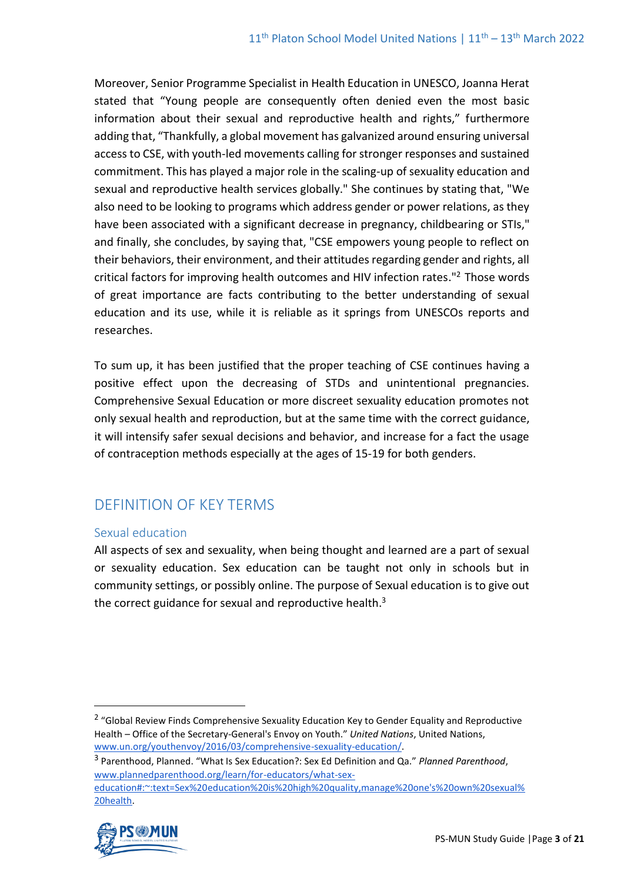Moreover, Senior Programme Specialist in Health Education in UNESCO, Joanna Herat stated that "Young people are consequently often denied even the most basic information about their sexual and reproductive health and rights," furthermore adding that, "Thankfully, a global movement has galvanized around ensuring universal access to CSE, with youth-led movements calling for stronger responses and sustained commitment. This has played a major role in the scaling-up of sexuality education and sexual and reproductive health services globally." She continues by stating that, "We also need to be looking to programs which address gender or power relations, as they have been associated with a significant decrease in pregnancy, childbearing or STIs," and finally, she concludes, by saying that, "CSE empowers young people to reflect on their behaviors, their environment, and their attitudes regarding gender and rights, all critical factors for improving health outcomes and HIV infection rates."[2] Those words of great importance are facts contributing to the better understanding of sexual education and its use, while it is reliable as it springs from UNESCOs reports and researches.

To sum up, it has been justified that the proper teaching of CSE continues having a positive effect upon the decreasing of STDs and unintentional pregnancies. Comprehensive Sexual Education or more discreet sexuality education promotes not only sexual health and reproduction, but at the same time with the correct guidance, it will intensify safer sexual decisions and behavior, and increase for a fact the usage of contraception methods especially at the ages of 15-19 for both genders.

## DEFINITION OF KEY TERMS

### Sexual education

All aspects of sex and sexuality, when being thought and learned are a part of sexual or sexuality education. Sex education can be taught not only in schools but in community settings, or possibly online. The purpose of Sexual education is to give out the correct guidance for sexual and reproductive health.[3]

---

[2] "Global Review Finds Comprehensive Sexuality Education Key to Gender Equality and Reproductive Health – Office of the Secretary-General's Envoy on Youth." *United Nations*, United Nations, www.un.org/youthenvoy/2016/03/comprehensive-sexuality-education/.

[3] Parenthood, Planned. "What Is Sex Education?: Sex Ed Definition and Qa." *Planned Parenthood*, www.plannedparenthood.org/learn/for-educators/what-sex-education#:~:text=Sex%20education%20is%20high%20quality,manage%20one's%20own%20sexual%20health.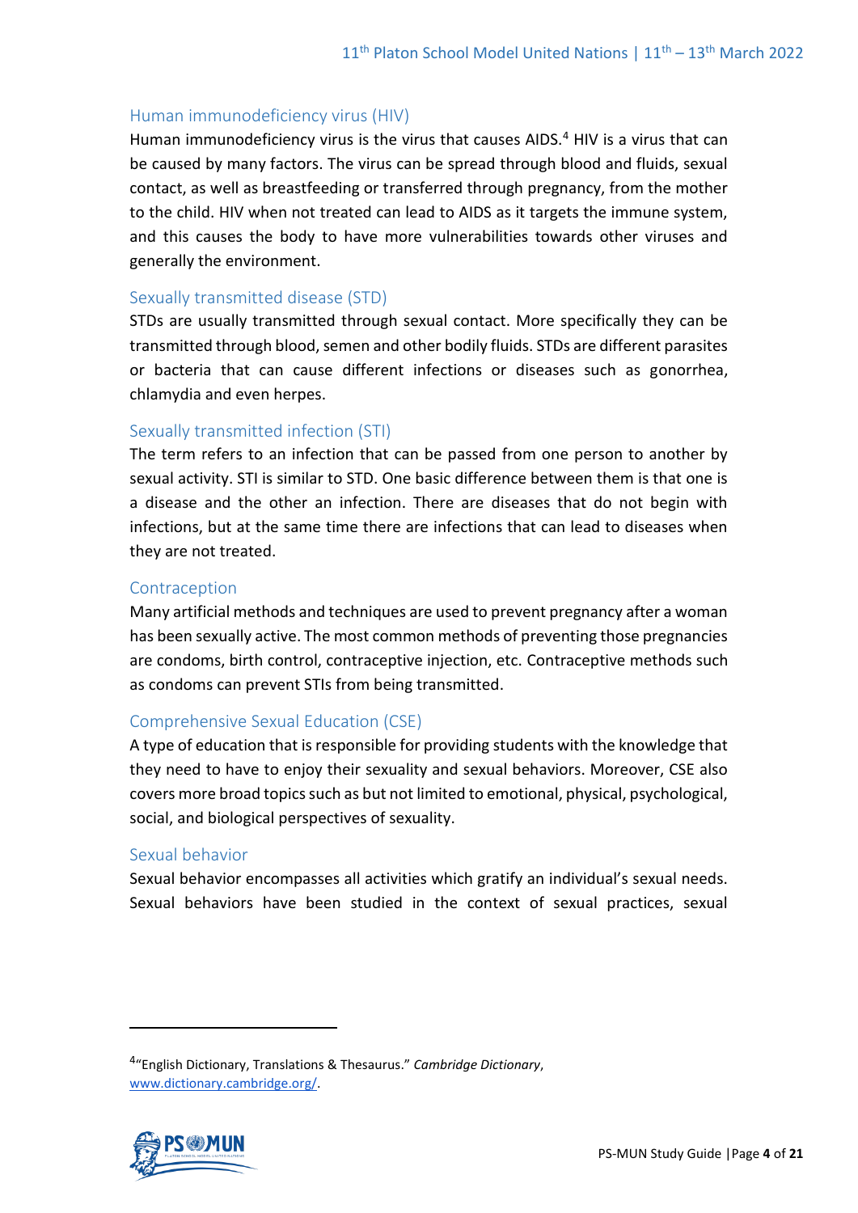### Human immunodeficiency virus (HIV)

Human immunodeficiency virus is the virus that causes AIDS.[4] HIV is a virus that can be caused by many factors. The virus can be spread through blood and fluids, sexual contact, as well as breastfeeding or transferred through pregnancy, from the mother to the child. HIV when not treated can lead to AIDS as it targets the immune system, and this causes the body to have more vulnerabilities towards other viruses and generally the environment.

### Sexually transmitted disease (STD)

STDs are usually transmitted through sexual contact. More specifically they can be transmitted through blood, semen and other bodily fluids. STDs are different parasites or bacteria that can cause different infections or diseases such as gonorrhea, chlamydia and even herpes.

### Sexually transmitted infection (STI)

The term refers to an infection that can be passed from one person to another by sexual activity. STI is similar to STD. One basic difference between them is that one is a disease and the other an infection. There are diseases that do not begin with infections, but at the same time there are infections that can lead to diseases when they are not treated.

### Contraception

Many artificial methods and techniques are used to prevent pregnancy after a woman has been sexually active. The most common methods of preventing those pregnancies are condoms, birth control, contraceptive injection, etc. Contraceptive methods such as condoms can prevent STIs from being transmitted.

### Comprehensive Sexual Education (CSE)

A type of education that is responsible for providing students with the knowledge that they need to have to enjoy their sexuality and sexual behaviors. Moreover, CSE also covers more broad topics such as but not limited to emotional, physical, psychological, social, and biological perspectives of sexuality.

### Sexual behavior

Sexual behavior encompasses all activities which gratify an individual's sexual needs. Sexual behaviors have been studied in the context of sexual practices, sexual

---

[4] "English Dictionary, Translations & Thesaurus." *Cambridge Dictionary*, www.dictionary.cambridge.org/.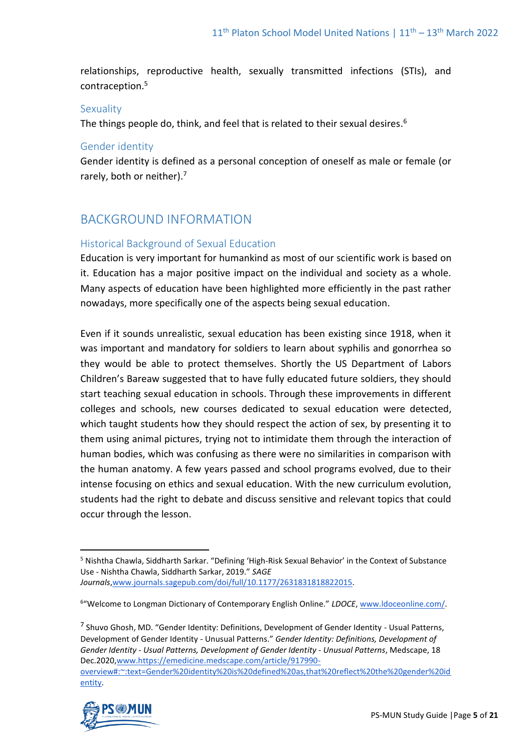relationships, reproductive health, sexually transmitted infections (STIs), and contraception.[5]

### Sexuality

The things people do, think, and feel that is related to their sexual desires.[6]

### Gender identity

Gender identity is defined as a personal conception of oneself as male or female (or rarely, both or neither).[7]

## BACKGROUND INFORMATION

### Historical Background of Sexual Education

Education is very important for humankind as most of our scientific work is based on it. Education has a major positive impact on the individual and society as a whole. Many aspects of education have been highlighted more efficiently in the past rather nowadays, more specifically one of the aspects being sexual education.

Even if it sounds unrealistic, sexual education has been existing since 1918, when it was important and mandatory for soldiers to learn about syphilis and gonorrhea so they would be able to protect themselves. Shortly the US Department of Labors Children's Bareaw suggested that to have fully educated future soldiers, they should start teaching sexual education in schools. Through these improvements in different colleges and schools, new courses dedicated to sexual education were detected, which taught students how they should respect the action of sex, by presenting it to them using animal pictures, trying not to intimidate them through the interaction of human bodies, which was confusing as there were no similarities in comparison with the human anatomy. A few years passed and school programs evolved, due to their intense focusing on ethics and sexual education. With the new curriculum evolution, students had the right to debate and discuss sensitive and relevant topics that could occur through the lesson.

---

[5] Nishtha Chawla, Siddharth Sarkar. "Defining 'High-Risk Sexual Behavior' in the Context of Substance Use - Nishtha Chawla, Siddharth Sarkar, 2019." *SAGE Journals*, www.journals.sagepub.com/doi/full/10.1177/2631831818822015.

[6] "Welcome to Longman Dictionary of Contemporary English Online." *LDOCE*, www.ldoceonline.com/.

[7] Shuvo Ghosh, MD. "Gender Identity: Definitions, Development of Gender Identity - Usual Patterns, Development of Gender Identity - Unusual Patterns." *Gender Identity: Definitions, Development of Gender Identity - Usual Patterns, Development of Gender Identity - Unusual Patterns*, Medscape, 18 Dec.2020, www.https://emedicine.medscape.com/article/917990-overview#:~:text=Gender%20identity%20is%20defined%20as,that%20reflect%20the%20gender%20identity.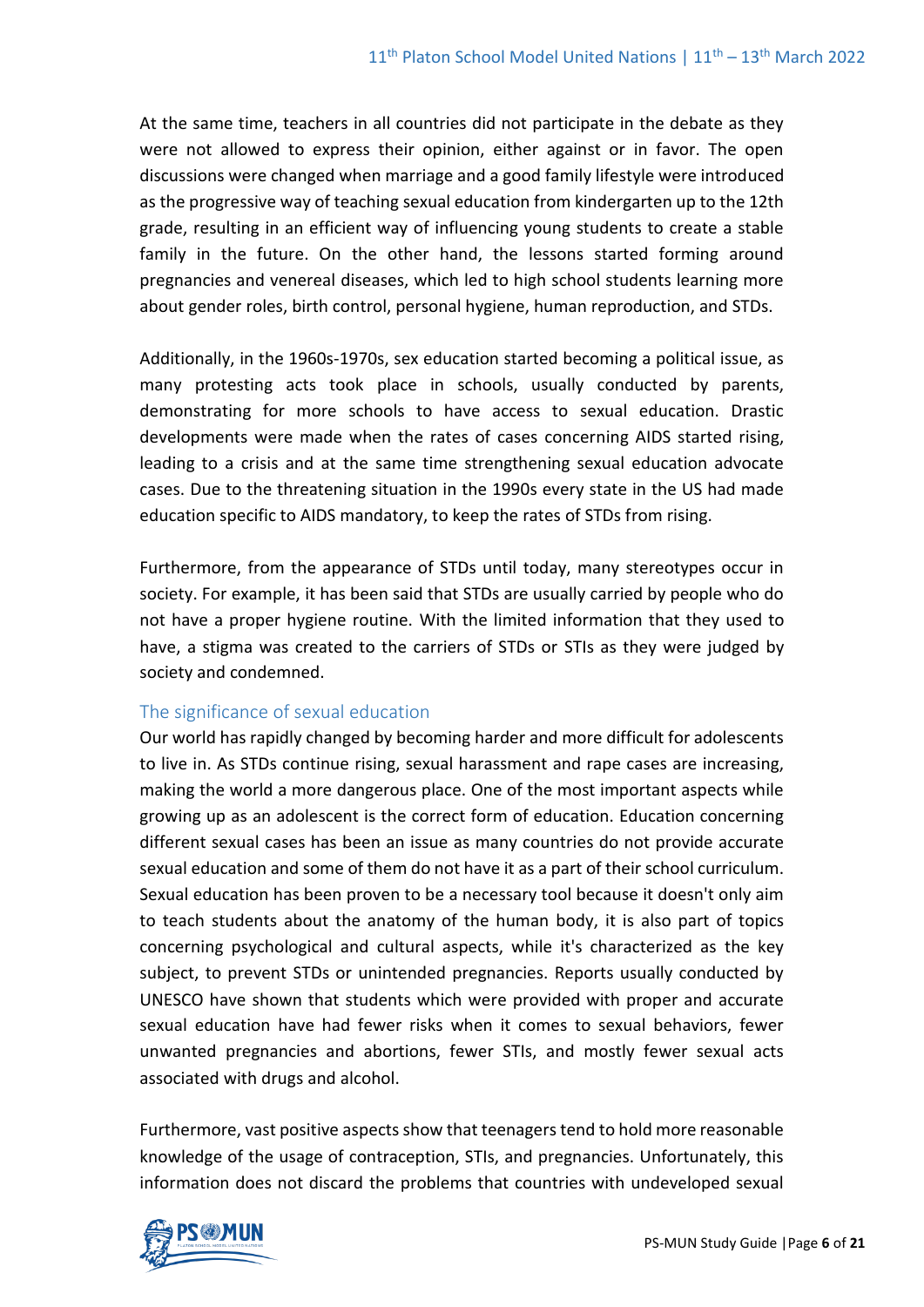At the same time, teachers in all countries did not participate in the debate as they were not allowed to express their opinion, either against or in favor. The open discussions were changed when marriage and a good family lifestyle were introduced as the progressive way of teaching sexual education from kindergarten up to the 12th grade, resulting in an efficient way of influencing young students to create a stable family in the future. On the other hand, the lessons started forming around pregnancies and venereal diseases, which led to high school students learning more about gender roles, birth control, personal hygiene, human reproduction, and STDs.

Additionally, in the 1960s-1970s, sex education started becoming a political issue, as many protesting acts took place in schools, usually conducted by parents, demonstrating for more schools to have access to sexual education. Drastic developments were made when the rates of cases concerning AIDS started rising, leading to a crisis and at the same time strengthening sexual education advocate cases. Due to the threatening situation in the 1990s every state in the US had made education specific to AIDS mandatory, to keep the rates of STDs from rising.

Furthermore, from the appearance of STDs until today, many stereotypes occur in society. For example, it has been said that STDs are usually carried by people who do not have a proper hygiene routine. With the limited information that they used to have, a stigma was created to the carriers of STDs or STIs as they were judged by society and condemned.

### The significance of sexual education

Our world has rapidly changed by becoming harder and more difficult for adolescents to live in. As STDs continue rising, sexual harassment and rape cases are increasing, making the world a more dangerous place. One of the most important aspects while growing up as an adolescent is the correct form of education. Education concerning different sexual cases has been an issue as many countries do not provide accurate sexual education and some of them do not have it as a part of their school curriculum. Sexual education has been proven to be a necessary tool because it doesn't only aim to teach students about the anatomy of the human body, it is also part of topics concerning psychological and cultural aspects, while it's characterized as the key subject, to prevent STDs or unintended pregnancies. Reports usually conducted by UNESCO have shown that students which were provided with proper and accurate sexual education have had fewer risks when it comes to sexual behaviors, fewer unwanted pregnancies and abortions, fewer STIs, and mostly fewer sexual acts associated with drugs and alcohol.

Furthermore, vast positive aspects show that teenagers tend to hold more reasonable knowledge of the usage of contraception, STIs, and pregnancies. Unfortunately, this information does not discard the problems that countries with undeveloped sexual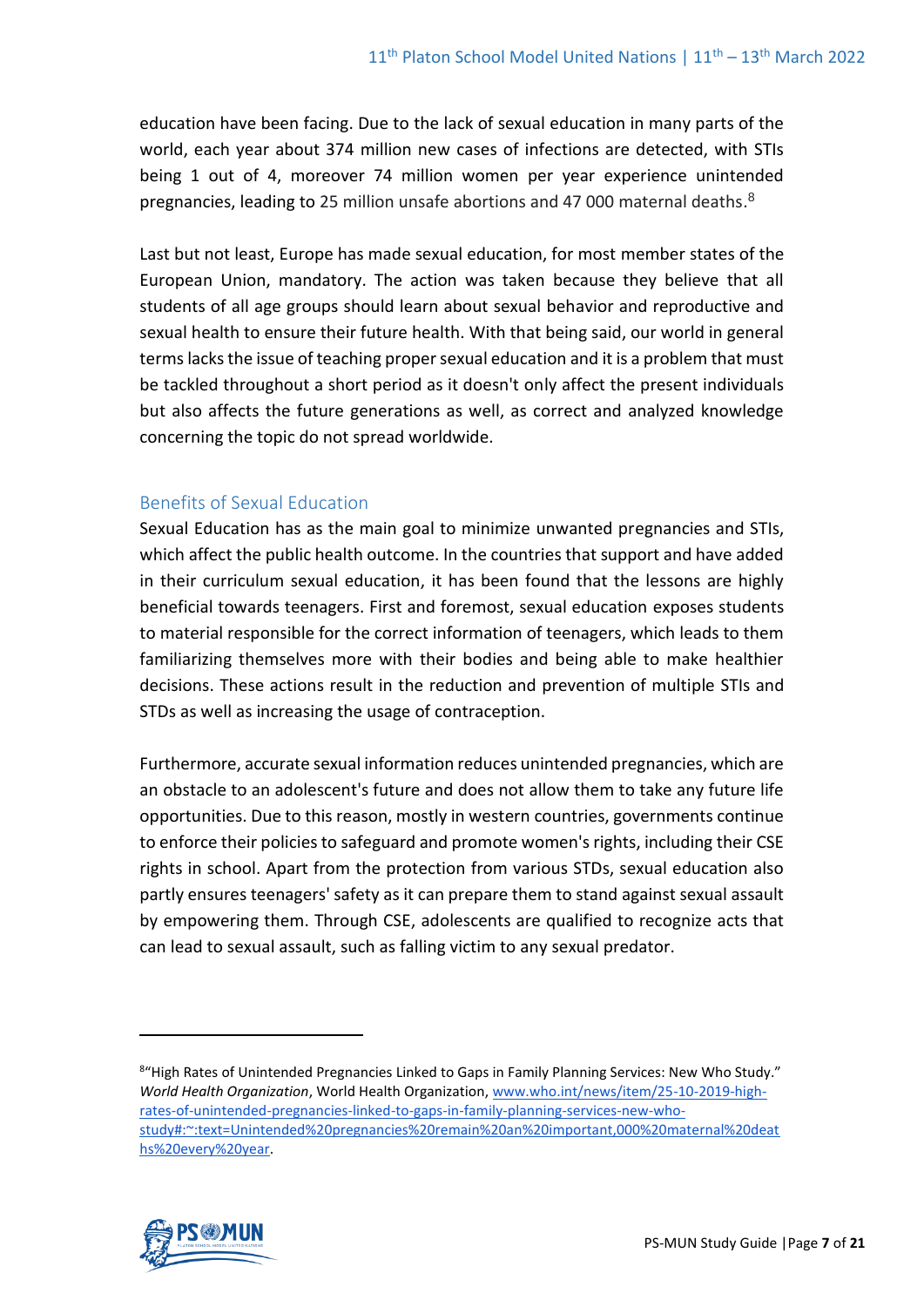education have been facing. Due to the lack of sexual education in many parts of the world, each year about 374 million new cases of infections are detected, with STIs being 1 out of 4, moreover 74 million women per year experience unintended pregnancies, leading to 25 million unsafe abortions and 47 000 maternal deaths.[8]

Last but not least, Europe has made sexual education, for most member states of the European Union, mandatory. The action was taken because they believe that all students of all age groups should learn about sexual behavior and reproductive and sexual health to ensure their future health. With that being said, our world in general terms lacks the issue of teaching proper sexual education and it is a problem that must be tackled throughout a short period as it doesn't only affect the present individuals but also affects the future generations as well, as correct and analyzed knowledge concerning the topic do not spread worldwide.

## Benefits of Sexual Education

Sexual Education has as the main goal to minimize unwanted pregnancies and STIs, which affect the public health outcome. In the countries that support and have added in their curriculum sexual education, it has been found that the lessons are highly beneficial towards teenagers. First and foremost, sexual education exposes students to material responsible for the correct information of teenagers, which leads to them familiarizing themselves more with their bodies and being able to make healthier decisions. These actions result in the reduction and prevention of multiple STIs and STDs as well as increasing the usage of contraception.

Furthermore, accurate sexual information reduces unintended pregnancies, which are an obstacle to an adolescent's future and does not allow them to take any future life opportunities. Due to this reason, mostly in western countries, governments continue to enforce their policies to safeguard and promote women's rights, including their CSE rights in school. Apart from the protection from various STDs, sexual education also partly ensures teenagers' safety as it can prepare them to stand against sexual assault by empowering them. Through CSE, adolescents are qualified to recognize acts that can lead to sexual assault, such as falling victim to any sexual predator.

---

[8] "High Rates of Unintended Pregnancies Linked to Gaps in Family Planning Services: New Who Study." *World Health Organization*, World Health Organization, www.who.int/news/item/25-10-2019-high-rates-of-unintended-pregnancies-linked-to-gaps-in-family-planning-services-new-who-study#:~:text=Unintended%20pregnancies%20remain%20an%20important,000%20maternal%20deaths%20every%20year.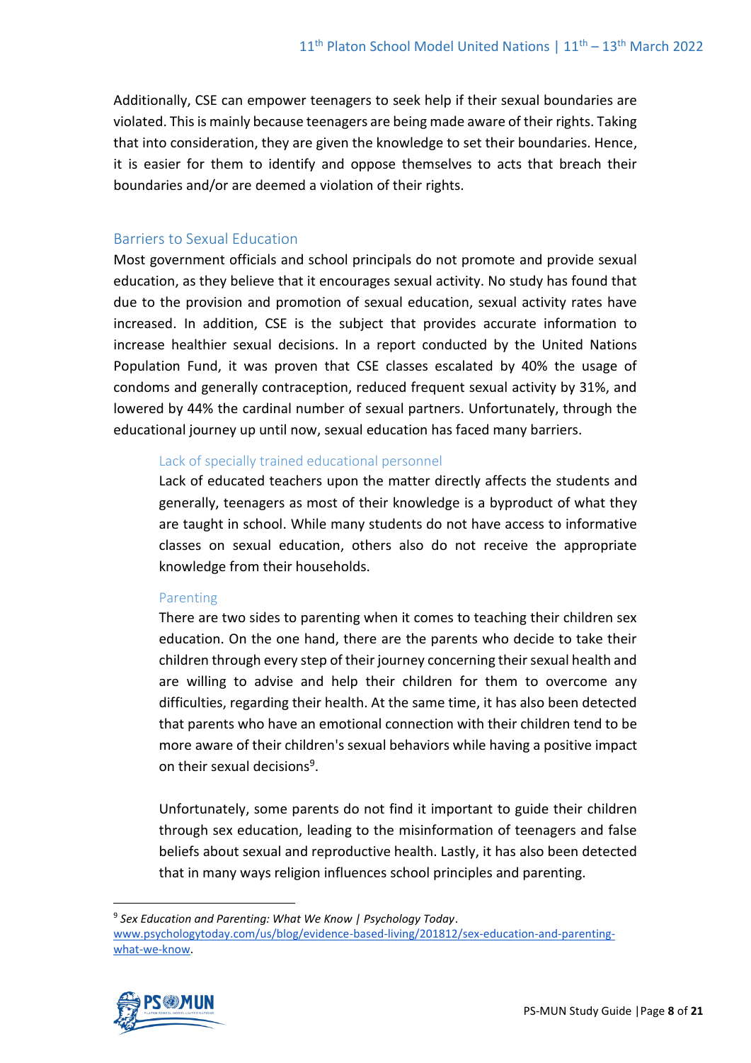Additionally, CSE can empower teenagers to seek help if their sexual boundaries are violated. This is mainly because teenagers are being made aware of their rights. Taking that into consideration, they are given the knowledge to set their boundaries. Hence, it is easier for them to identify and oppose themselves to acts that breach their boundaries and/or are deemed a violation of their rights.

## Barriers to Sexual Education

Most government officials and school principals do not promote and provide sexual education, as they believe that it encourages sexual activity. No study has found that due to the provision and promotion of sexual education, sexual activity rates have increased. In addition, CSE is the subject that provides accurate information to increase healthier sexual decisions. In a report conducted by the United Nations Population Fund, it was proven that CSE classes escalated by 40% the usage of condoms and generally contraception, reduced frequent sexual activity by 31%, and lowered by 44% the cardinal number of sexual partners. Unfortunately, through the educational journey up until now, sexual education has faced many barriers.

### Lack of specially trained educational personnel

Lack of educated teachers upon the matter directly affects the students and generally, teenagers as most of their knowledge is a byproduct of what they are taught in school. While many students do not have access to informative classes on sexual education, others also do not receive the appropriate knowledge from their households.

### Parenting

There are two sides to parenting when it comes to teaching their children sex education. On the one hand, there are the parents who decide to take their children through every step of their journey concerning their sexual health and are willing to advise and help their children for them to overcome any difficulties, regarding their health. At the same time, it has also been detected that parents who have an emotional connection with their children tend to be more aware of their children's sexual behaviors while having a positive impact on their sexual decisions[9].

Unfortunately, some parents do not find it important to guide their children through sex education, leading to the misinformation of teenagers and false beliefs about sexual and reproductive health. Lastly, it has also been detected that in many ways religion influences school principles and parenting.

---

[9] *Sex Education and Parenting: What We Know | Psychology Today*. www.psychologytoday.com/us/blog/evidence-based-living/201812/sex-education-and-parenting-what-we-know.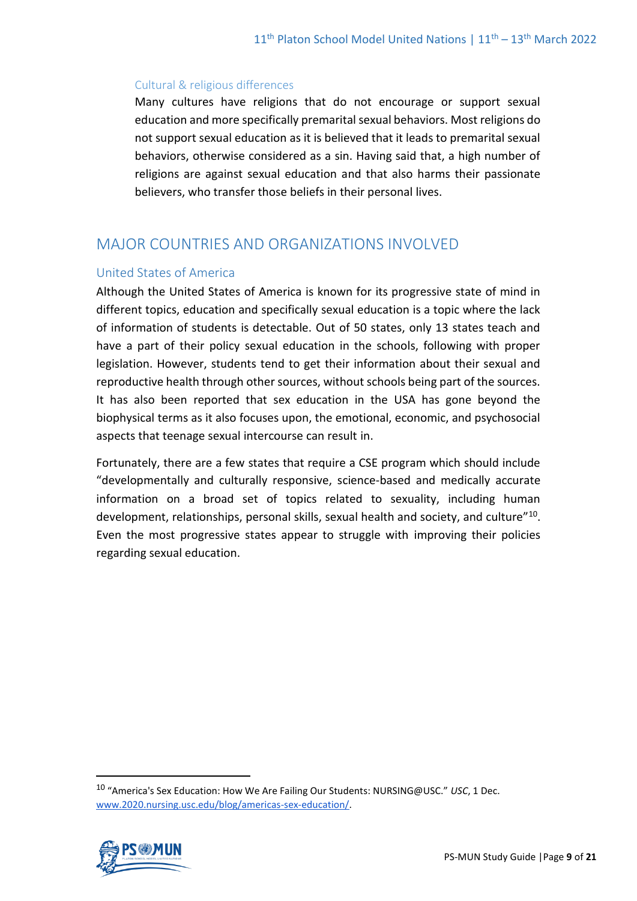### Cultural & religious differences

Many cultures have religions that do not encourage or support sexual education and more specifically premarital sexual behaviors. Most religions do not support sexual education as it is believed that it leads to premarital sexual behaviors, otherwise considered as a sin. Having said that, a high number of religions are against sexual education and that also harms their passionate believers, who transfer those beliefs in their personal lives.

# MAJOR COUNTRIES AND ORGANIZATIONS INVOLVED

## United States of America

Although the United States of America is known for its progressive state of mind in different topics, education and specifically sexual education is a topic where the lack of information of students is detectable. Out of 50 states, only 13 states teach and have a part of their policy sexual education in the schools, following with proper legislation. However, students tend to get their information about their sexual and reproductive health through other sources, without schools being part of the sources. It has also been reported that sex education in the USA has gone beyond the biophysical terms as it also focuses upon, the emotional, economic, and psychosocial aspects that teenage sexual intercourse can result in.

Fortunately, there are a few states that require a CSE program which should include "developmentally and culturally responsive, science-based and medically accurate information on a broad set of topics related to sexuality, including human development, relationships, personal skills, sexual health and society, and culture"[10]. Even the most progressive states appear to struggle with improving their policies regarding sexual education.

---

[10] "America's Sex Education: How We Are Failing Our Students: NURSING@USC." *USC*, 1 Dec. [www.2020.nursing.usc.edu/blog/americas-sex-education/](www.2020.nursing.usc.edu/blog/americas-sex-education/).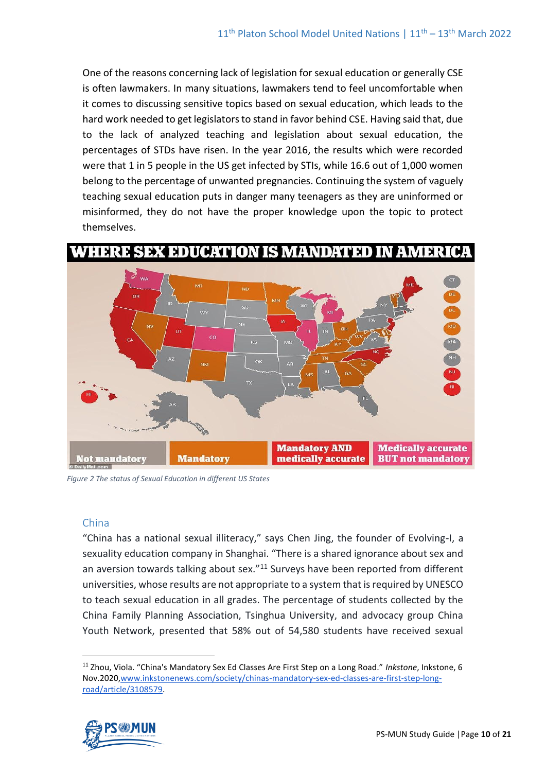One of the reasons concerning lack of legislation for sexual education or generally CSE is often lawmakers. In many situations, lawmakers tend to feel uncomfortable when it comes to discussing sensitive topics based on sexual education, which leads to the hard work needed to get legislators to stand in favor behind CSE. Having said that, due to the lack of analyzed teaching and legislation about sexual education, the percentages of STDs have risen. In the year 2016, the results which were recorded were that 1 in 5 people in the US get infected by STIs, while 16.6 out of 1,000 women belong to the percentage of unwanted pregnancies. Continuing the system of vaguely teaching sexual education puts in danger many teenagers as they are uninformed or misinformed, they do not have the proper knowledge upon the topic to protect themselves.

*Figure 2 The status of Sexual Education in different US States*

### China

"China has a national sexual illiteracy," says Chen Jing, the founder of Evolving-I, a sexuality education company in Shanghai. "There is a shared ignorance about sex and an aversion towards talking about sex."[11] Surveys have been reported from different universities, whose results are not appropriate to a system that is required by UNESCO to teach sexual education in all grades. The percentage of students collected by the China Family Planning Association, Tsinghua University, and advocacy group China Youth Network, presented that 58% out of 54,580 students have received sexual

[11] Zhou, Viola. "China's Mandatory Sex Ed Classes Are First Step on a Long Road." *Inkstone*, Inkstone, 6 Nov.2020,www.inkstonenews.com/society/chinas-mandatory-sex-ed-classes-are-first-step-long-road/article/3108579.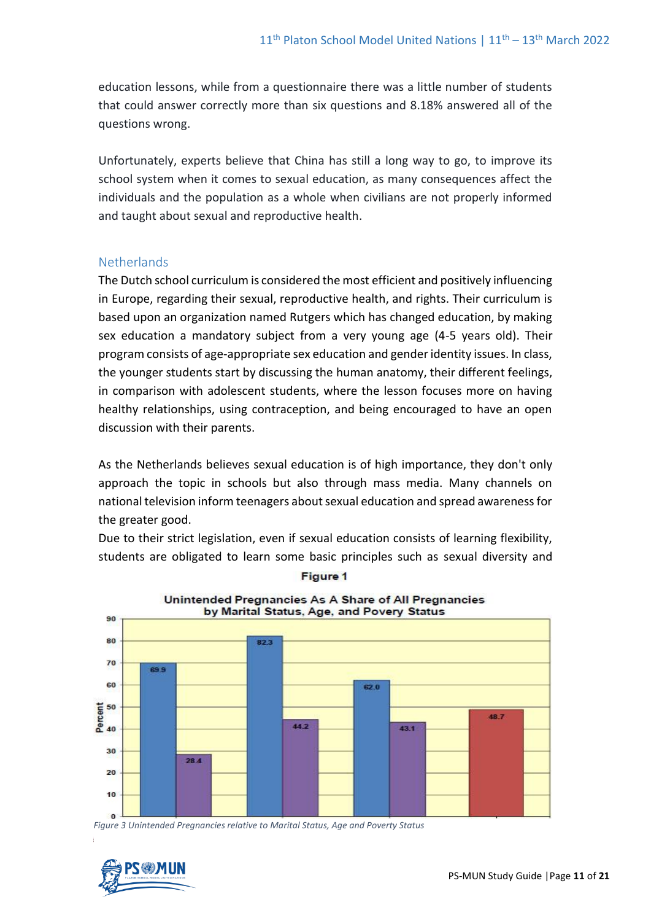education lessons, while from a questionnaire there was a little number of students that could answer correctly more than six questions and 8.18% answered all of the questions wrong.

Unfortunately, experts believe that China has still a long way to go, to improve its school system when it comes to sexual education, as many consequences affect the individuals and the population as a whole when civilians are not properly informed and taught about sexual and reproductive health.

## Netherlands

The Dutch school curriculum is considered the most efficient and positively influencing in Europe, regarding their sexual, reproductive health, and rights. Their curriculum is based upon an organization named Rutgers which has changed education, by making sex education a mandatory subject from a very young age (4-5 years old). Their program consists of age-appropriate sex education and gender identity issues. In class, the younger students start by discussing the human anatomy, their different feelings, in comparison with adolescent students, where the lesson focuses more on having healthy relationships, using contraception, and being encouraged to have an open discussion with their parents.

As the Netherlands believes sexual education is of high importance, they don't only approach the topic in schools but also through mass media. Many channels on national television inform teenagers about sexual education and spread awareness for the greater good.

Due to their strict legislation, even if sexual education consists of learning flexibility, students are obligated to learn some basic principles such as sexual diversity and

**Figure 1**

Unintended Pregnancies As A Share of All Pregnancies by Marital Status, Age, and Povery Status

| Bar | Percent |
|---|---|
| 1 | 69.9 |
| 2 | 28.4 |
| 3 | 82.3 |
| 4 | 44.2 |
| 5 | 62.0 |
| 6 | 43.1 |
| 7 | 48.7 |

*Figure 3 Unintended Pregnancies relative to Marital Status, Age and Poverty Status*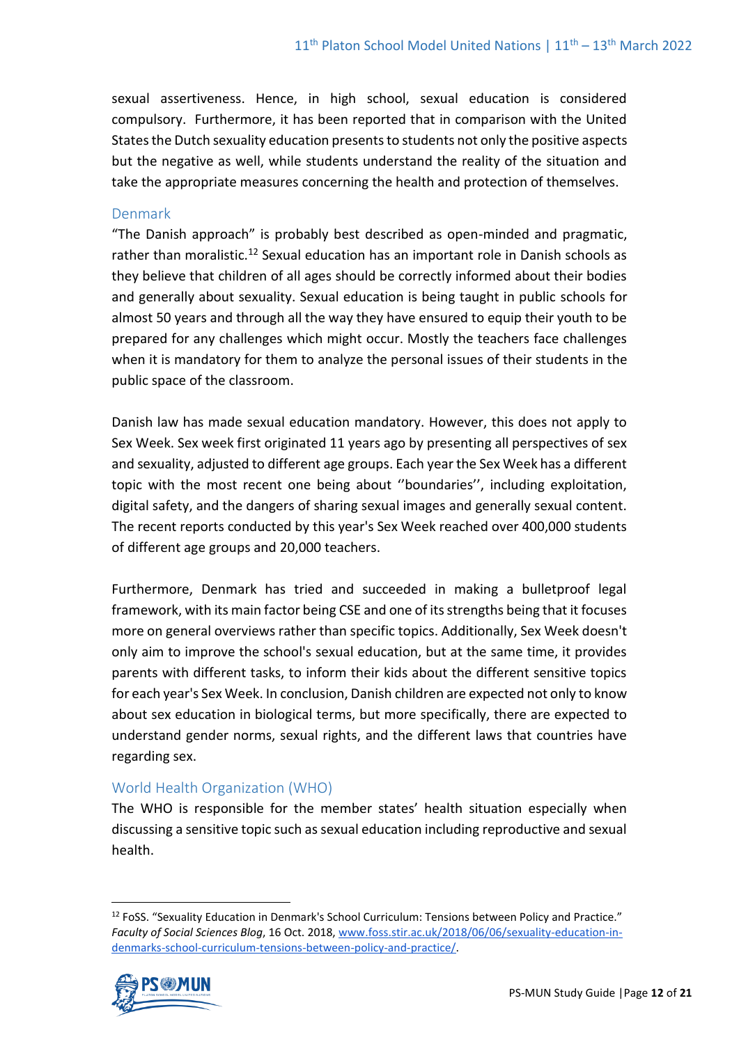sexual assertiveness. Hence, in high school, sexual education is considered compulsory. Furthermore, it has been reported that in comparison with the United States the Dutch sexuality education presents to students not only the positive aspects but the negative as well, while students understand the reality of the situation and take the appropriate measures concerning the health and protection of themselves.

### Denmark

"The Danish approach" is probably best described as open-minded and pragmatic, rather than moralistic.[12] Sexual education has an important role in Danish schools as they believe that children of all ages should be correctly informed about their bodies and generally about sexuality. Sexual education is being taught in public schools for almost 50 years and through all the way they have ensured to equip their youth to be prepared for any challenges which might occur. Mostly the teachers face challenges when it is mandatory for them to analyze the personal issues of their students in the public space of the classroom.

Danish law has made sexual education mandatory. However, this does not apply to Sex Week. Sex week first originated 11 years ago by presenting all perspectives of sex and sexuality, adjusted to different age groups. Each year the Sex Week has a different topic with the most recent one being about ''boundaries'', including exploitation, digital safety, and the dangers of sharing sexual images and generally sexual content. The recent reports conducted by this year's Sex Week reached over 400,000 students of different age groups and 20,000 teachers.

Furthermore, Denmark has tried and succeeded in making a bulletproof legal framework, with its main factor being CSE and one of its strengths being that it focuses more on general overviews rather than specific topics. Additionally, Sex Week doesn't only aim to improve the school's sexual education, but at the same time, it provides parents with different tasks, to inform their kids about the different sensitive topics for each year's Sex Week. In conclusion, Danish children are expected not only to know about sex education in biological terms, but more specifically, there are expected to understand gender norms, sexual rights, and the different laws that countries have regarding sex.

### World Health Organization (WHO)

The WHO is responsible for the member states' health situation especially when discussing a sensitive topic such as sexual education including reproductive and sexual health.

---

[12] FoSS. "Sexuality Education in Denmark's School Curriculum: Tensions between Policy and Practice." *Faculty of Social Sciences Blog*, 16 Oct. 2018, [www.foss.stir.ac.uk/2018/06/06/sexuality-education-in-denmarks-school-curriculum-tensions-between-policy-and-practice/](www.foss.stir.ac.uk/2018/06/06/sexuality-education-in-denmarks-school-curriculum-tensions-between-policy-and-practice/).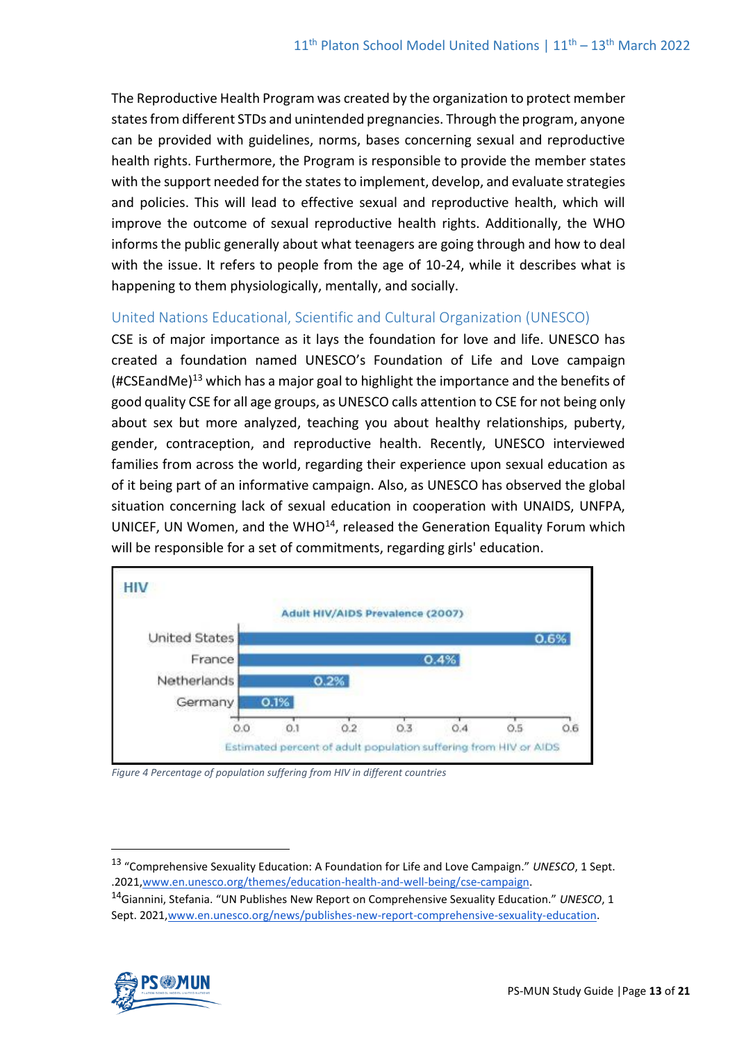The Reproductive Health Program was created by the organization to protect member states from different STDs and unintended pregnancies. Through the program, anyone can be provided with guidelines, norms, bases concerning sexual and reproductive health rights. Furthermore, the Program is responsible to provide the member states with the support needed for the states to implement, develop, and evaluate strategies and policies. This will lead to effective sexual and reproductive health, which will improve the outcome of sexual reproductive health rights. Additionally, the WHO informs the public generally about what teenagers are going through and how to deal with the issue. It refers to people from the age of 10-24, while it describes what is happening to them physiologically, mentally, and socially.

### United Nations Educational, Scientific and Cultural Organization (UNESCO)

CSE is of major importance as it lays the foundation for love and life. UNESCO has created a foundation named UNESCO's Foundation of Life and Love campaign (#CSEandMe)[13] which has a major goal to highlight the importance and the benefits of good quality CSE for all age groups, as UNESCO calls attention to CSE for not being only about sex but more analyzed, teaching you about healthy relationships, puberty, gender, contraception, and reproductive health. Recently, UNESCO interviewed families from across the world, regarding their experience upon sexual education as of it being part of an informative campaign. Also, as UNESCO has observed the global situation concerning lack of sexual education in cooperation with UNAIDS, UNFPA, UNICEF, UN Women, and the WHO[14], released the Generation Equality Forum which will be responsible for a set of commitments, regarding girls' education.

**HIV**

Adult HIV/AIDS Prevalence (2007)

| Country | Estimated percent of adult population suffering from HIV or AIDS |
|---|---|
| United States | 0.6% |
| France | 0.4% |
| Netherlands | 0.2% |
| Germany | 0.1% |

*Figure 4 Percentage of population suffering from HIV in different countries*

---

[13] "Comprehensive Sexuality Education: A Foundation for Life and Love Campaign." *UNESCO*, 1 Sept. .2021,www.en.unesco.org/themes/education-health-and-well-being/cse-campaign.

[14] Giannini, Stefania. "UN Publishes New Report on Comprehensive Sexuality Education." *UNESCO*, 1 Sept. 2021,www.en.unesco.org/news/publishes-new-report-comprehensive-sexuality-education.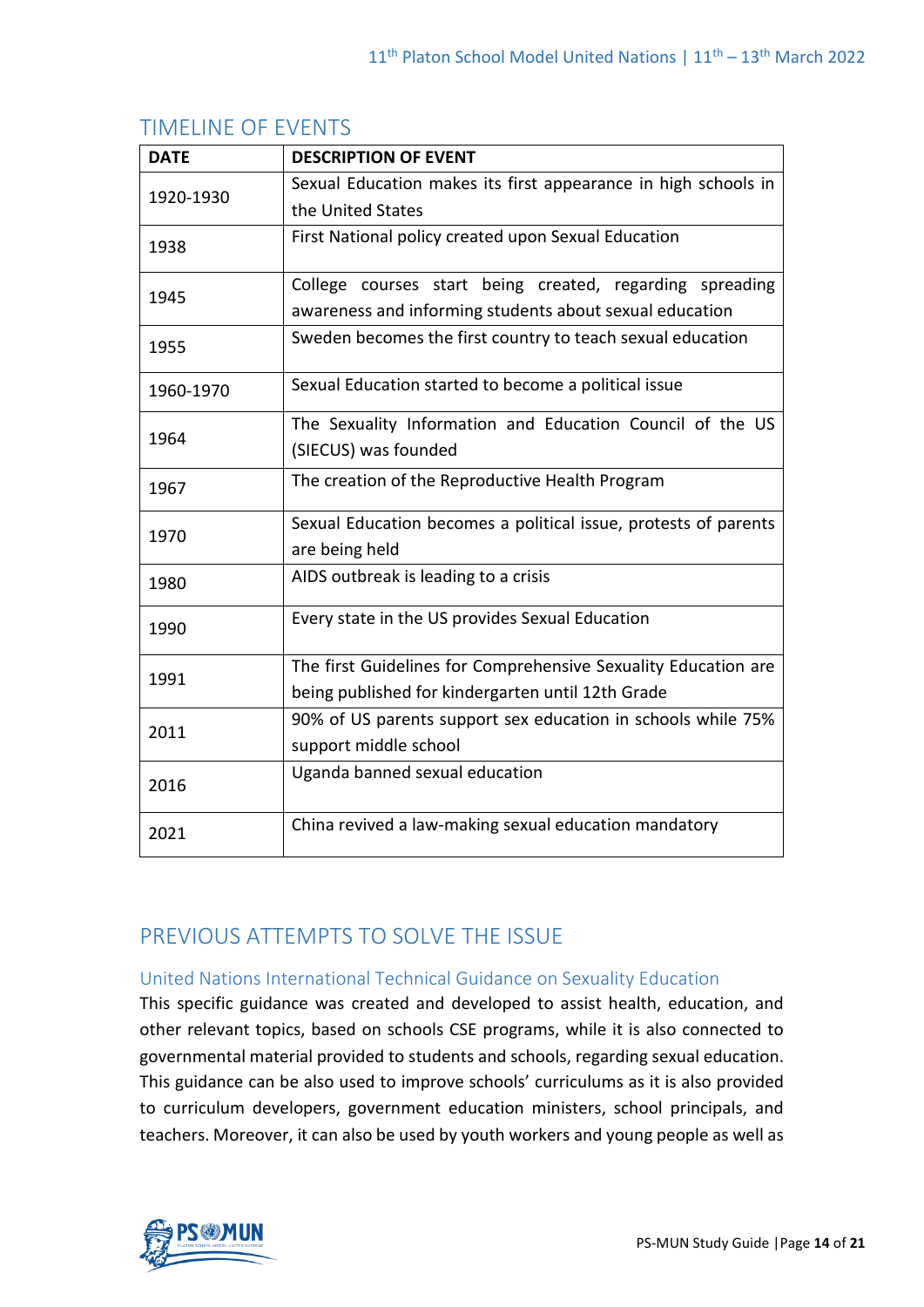## TIMELINE OF EVENTS

| DATE | DESCRIPTION OF EVENT |
|---|---|
| 1920-1930 | Sexual Education makes its first appearance in high schools in the United States |
| 1938 | First National policy created upon Sexual Education |
| 1945 | College courses start being created, regarding spreading awareness and informing students about sexual education |
| 1955 | Sweden becomes the first country to teach sexual education |
| 1960-1970 | Sexual Education started to become a political issue |
| 1964 | The Sexuality Information and Education Council of the US (SIECUS) was founded |
| 1967 | The creation of the Reproductive Health Program |
| 1970 | Sexual Education becomes a political issue, protests of parents are being held |
| 1980 | AIDS outbreak is leading to a crisis |
| 1990 | Every state in the US provides Sexual Education |
| 1991 | The first Guidelines for Comprehensive Sexuality Education are being published for kindergarten until 12th Grade |
| 2011 | 90% of US parents support sex education in schools while 75% support middle school |
| 2016 | Uganda banned sexual education |
| 2021 | China revived a law-making sexual education mandatory |

## PREVIOUS ATTEMPTS TO SOLVE THE ISSUE

### United Nations International Technical Guidance on Sexuality Education

This specific guidance was created and developed to assist health, education, and other relevant topics, based on schools CSE programs, while it is also connected to governmental material provided to students and schools, regarding sexual education. This guidance can be also used to improve schools' curriculums as it is also provided to curriculum developers, government education ministers, school principals, and teachers. Moreover, it can also be used by youth workers and young people as well as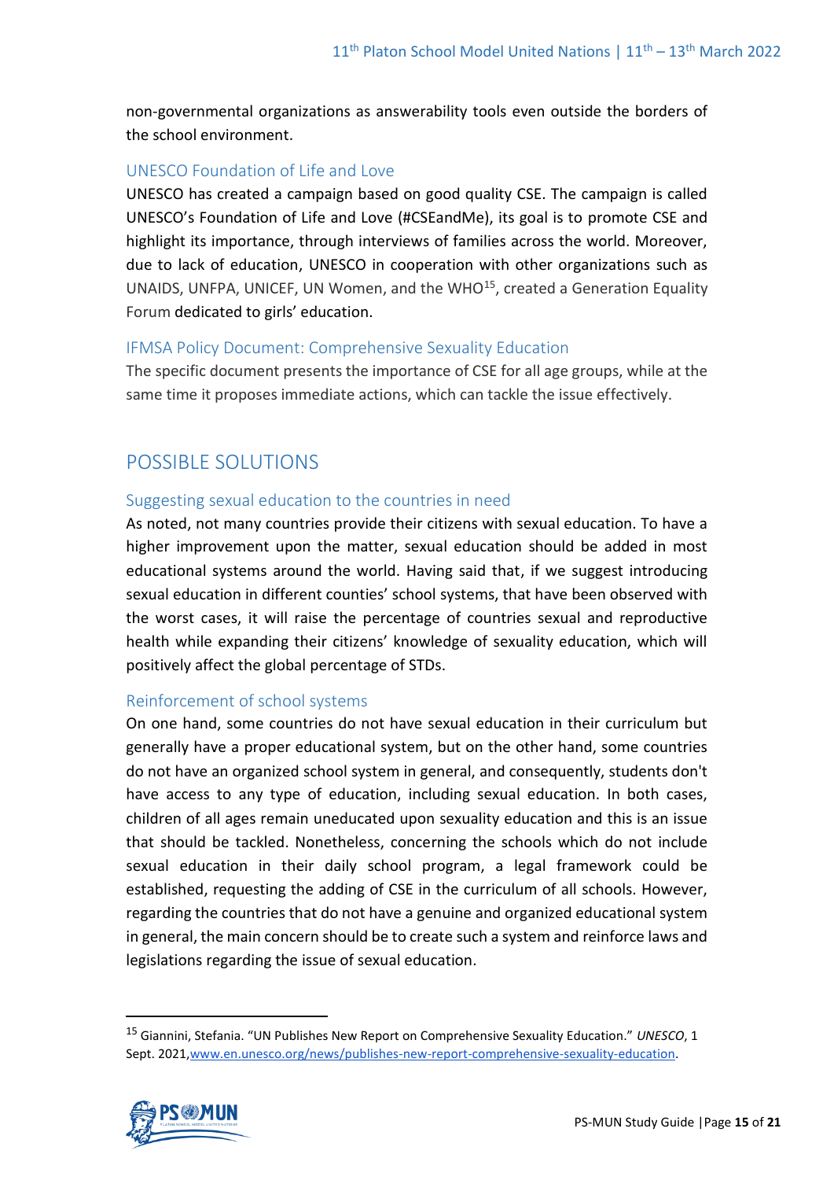non-governmental organizations as answerability tools even outside the borders of the school environment.

### UNESCO Foundation of Life and Love

UNESCO has created a campaign based on good quality CSE. The campaign is called UNESCO's Foundation of Life and Love (#CSEandMe), its goal is to promote CSE and highlight its importance, through interviews of families across the world. Moreover, due to lack of education, UNESCO in cooperation with other organizations such as UNAIDS, UNFPA, UNICEF, UN Women, and the WHO[15], created a Generation Equality Forum dedicated to girls' education.

### IFMSA Policy Document: Comprehensive Sexuality Education

The specific document presents the importance of CSE for all age groups, while at the same time it proposes immediate actions, which can tackle the issue effectively.

## POSSIBLE SOLUTIONS

### Suggesting sexual education to the countries in need

As noted, not many countries provide their citizens with sexual education. To have a higher improvement upon the matter, sexual education should be added in most educational systems around the world. Having said that, if we suggest introducing sexual education in different counties' school systems, that have been observed with the worst cases, it will raise the percentage of countries sexual and reproductive health while expanding their citizens' knowledge of sexuality education, which will positively affect the global percentage of STDs.

### Reinforcement of school systems

On one hand, some countries do not have sexual education in their curriculum but generally have a proper educational system, but on the other hand, some countries do not have an organized school system in general, and consequently, students don't have access to any type of education, including sexual education. In both cases, children of all ages remain uneducated upon sexuality education and this is an issue that should be tackled. Nonetheless, concerning the schools which do not include sexual education in their daily school program, a legal framework could be established, requesting the adding of CSE in the curriculum of all schools. However, regarding the countries that do not have a genuine and organized educational system in general, the main concern should be to create such a system and reinforce laws and legislations regarding the issue of sexual education.

---

[15] Giannini, Stefania. "UN Publishes New Report on Comprehensive Sexuality Education." *UNESCO*, 1 Sept. 2021, www.en.unesco.org/news/publishes-new-report-comprehensive-sexuality-education.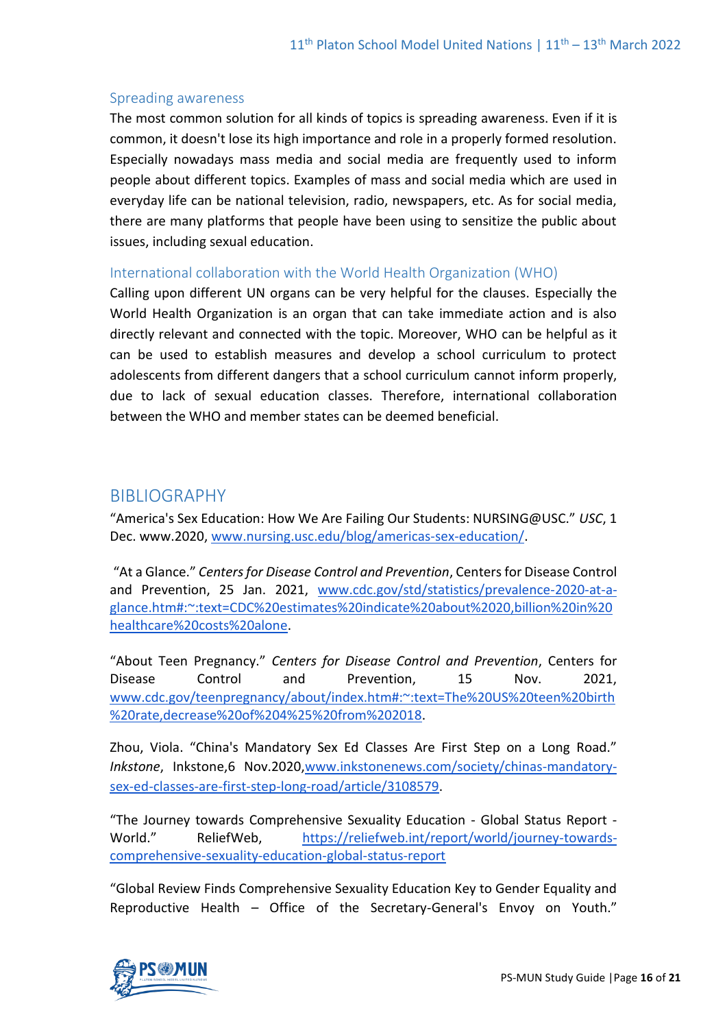### Spreading awareness

The most common solution for all kinds of topics is spreading awareness. Even if it is common, it doesn't lose its high importance and role in a properly formed resolution. Especially nowadays mass media and social media are frequently used to inform people about different topics. Examples of mass and social media which are used in everyday life can be national television, radio, newspapers, etc. As for social media, there are many platforms that people have been using to sensitize the public about issues, including sexual education.

### International collaboration with the World Health Organization (WHO)

Calling upon different UN organs can be very helpful for the clauses. Especially the World Health Organization is an organ that can take immediate action and is also directly relevant and connected with the topic. Moreover, WHO can be helpful as it can be used to establish measures and develop a school curriculum to protect adolescents from different dangers that a school curriculum cannot inform properly, due to lack of sexual education classes. Therefore, international collaboration between the WHO and member states can be deemed beneficial.

## BIBLIOGRAPHY

"America's Sex Education: How We Are Failing Our Students: NURSING@USC." *USC*, 1 Dec. www.2020, www.nursing.usc.edu/blog/americas-sex-education/.

"At a Glance." *Centers for Disease Control and Prevention*, Centers for Disease Control and Prevention, 25 Jan. 2021, www.cdc.gov/std/statistics/prevalence-2020-at-a-glance.htm#:~:text=CDC%20estimates%20indicate%20about%2020,billion%20in%20healthcare%20costs%20alone.

"About Teen Pregnancy." *Centers for Disease Control and Prevention*, Centers for Disease Control and Prevention, 15 Nov. 2021, www.cdc.gov/teenpregnancy/about/index.htm#:~:text=The%20US%20teen%20birth%20rate,decrease%20of%204%25%20from%202018.

Zhou, Viola. "China's Mandatory Sex Ed Classes Are First Step on a Long Road." *Inkstone*, Inkstone,6 Nov.2020,www.inkstonenews.com/society/chinas-mandatory-sex-ed-classes-are-first-step-long-road/article/3108579.

"The Journey towards Comprehensive Sexuality Education - Global Status Report - World." ReliefWeb, https://reliefweb.int/report/world/journey-towards-comprehensive-sexuality-education-global-status-report

"Global Review Finds Comprehensive Sexuality Education Key to Gender Equality and Reproductive Health – Office of the Secretary-General's Envoy on Youth."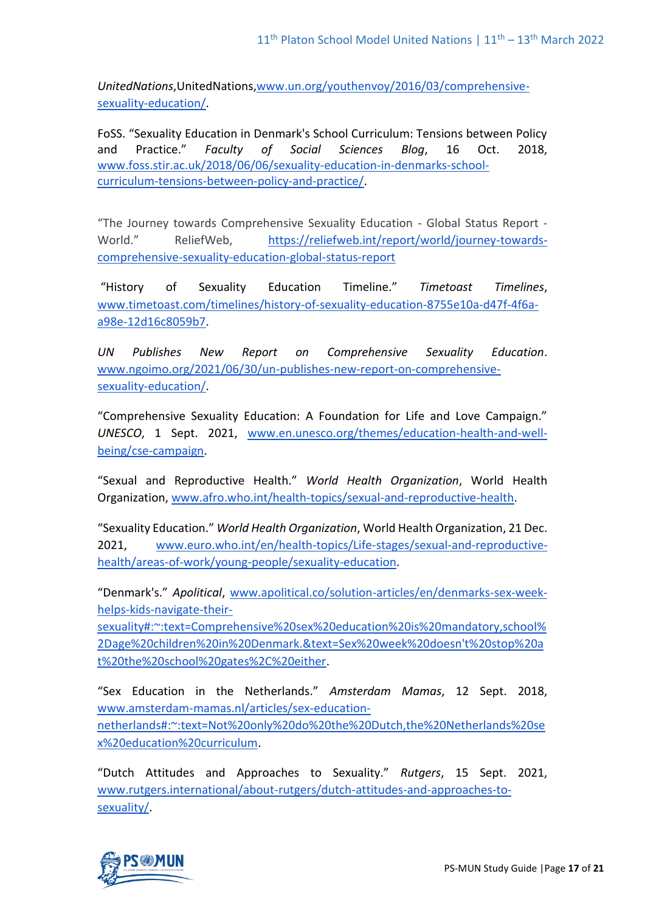*UnitedNations*,UnitedNations,www.un.org/youthenvoy/2016/03/comprehensive-sexuality-education/.

FoSS. "Sexuality Education in Denmark's School Curriculum: Tensions between Policy and Practice." *Faculty of Social Sciences Blog*, 16 Oct. 2018, www.foss.stir.ac.uk/2018/06/06/sexuality-education-in-denmarks-school-curriculum-tensions-between-policy-and-practice/.

"The Journey towards Comprehensive Sexuality Education - Global Status Report - World." ReliefWeb, https://reliefweb.int/report/world/journey-towards-comprehensive-sexuality-education-global-status-report

"History of Sexuality Education Timeline." *Timetoast Timelines*, www.timetoast.com/timelines/history-of-sexuality-education-8755e10a-d47f-4f6a-a98e-12d16c8059b7.

*UN Publishes New Report on Comprehensive Sexuality Education*. www.ngoimo.org/2021/06/30/un-publishes-new-report-on-comprehensive-sexuality-education/.

"Comprehensive Sexuality Education: A Foundation for Life and Love Campaign." *UNESCO*, 1 Sept. 2021, www.en.unesco.org/themes/education-health-and-well-being/cse-campaign.

"Sexual and Reproductive Health." *World Health Organization*, World Health Organization, www.afro.who.int/health-topics/sexual-and-reproductive-health.

"Sexuality Education." *World Health Organization*, World Health Organization, 21 Dec. 2021, www.euro.who.int/en/health-topics/Life-stages/sexual-and-reproductive-health/areas-of-work/young-people/sexuality-education.

"Denmark's." *Apolitical*, www.apolitical.co/solution-articles/en/denmarks-sex-week-helps-kids-navigate-their-sexuality#:~:text=Comprehensive%20sex%20education%20is%20mandatory,school%2Dage%20children%20in%20Denmark.&text=Sex%20week%20doesn't%20stop%20at%20the%20school%20gates%2C%20either.

"Sex Education in the Netherlands." *Amsterdam Mamas*, 12 Sept. 2018, www.amsterdam-mamas.nl/articles/sex-education-netherlands#:~:text=Not%20only%20do%20the%20Dutch,the%20Netherlands%20sex%20education%20curriculum.

"Dutch Attitudes and Approaches to Sexuality." *Rutgers*, 15 Sept. 2021, www.rutgers.international/about-rutgers/dutch-attitudes-and-approaches-to-sexuality/.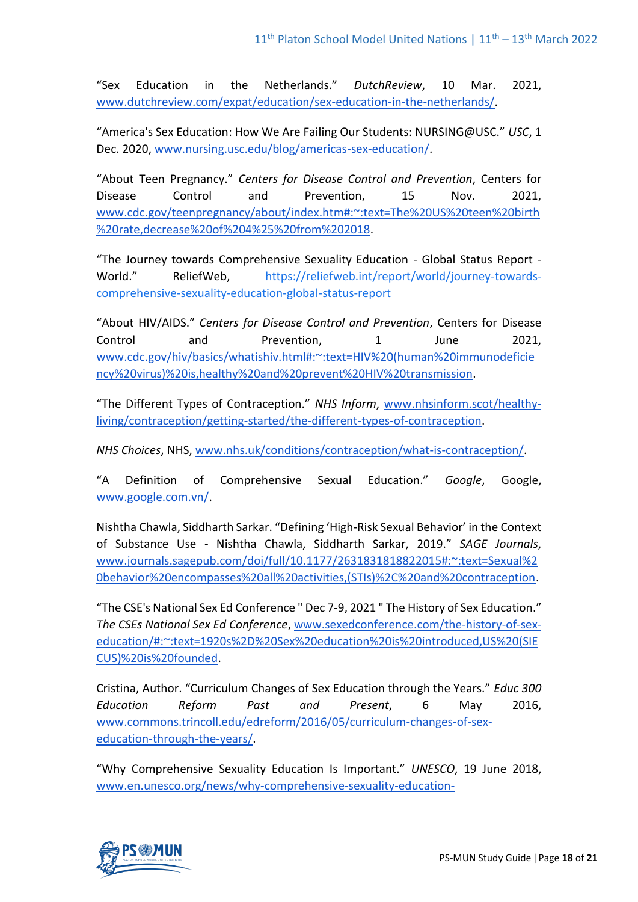"Sex Education in the Netherlands." *DutchReview*, 10 Mar. 2021, www.dutchreview.com/expat/education/sex-education-in-the-netherlands/.

"America's Sex Education: How We Are Failing Our Students: NURSING@USC." *USC*, 1 Dec. 2020, www.nursing.usc.edu/blog/americas-sex-education/.

"About Teen Pregnancy." *Centers for Disease Control and Prevention*, Centers for Disease Control and Prevention, 15 Nov. 2021, www.cdc.gov/teenpregnancy/about/index.htm#:~:text=The%20US%20teen%20birth%20rate,decrease%20of%204%25%20from%202018.

"The Journey towards Comprehensive Sexuality Education - Global Status Report - World." ReliefWeb, https://reliefweb.int/report/world/journey-towards-comprehensive-sexuality-education-global-status-report

"About HIV/AIDS." *Centers for Disease Control and Prevention*, Centers for Disease Control and Prevention, 1 June 2021, www.cdc.gov/hiv/basics/whatishiv.html#:~:text=HIV%20(human%20immunodeficiency%20virus)%20is,healthy%20and%20prevent%20HIV%20transmission.

"The Different Types of Contraception." *NHS Inform*, www.nhsinform.scot/healthy-living/contraception/getting-started/the-different-types-of-contraception.

*NHS Choices*, NHS, www.nhs.uk/conditions/contraception/what-is-contraception/.

"A Definition of Comprehensive Sexual Education." *Google*, Google, www.google.com.vn/.

Nishtha Chawla, Siddharth Sarkar. "Defining 'High-Risk Sexual Behavior' in the Context of Substance Use - Nishtha Chawla, Siddharth Sarkar, 2019." *SAGE Journals*, www.journals.sagepub.com/doi/full/10.1177/2631831818822015#:~:text=Sexual%20behavior%20encompasses%20all%20activities,(STIs)%2C%20and%20contraception.

"The CSE's National Sex Ed Conference " Dec 7-9, 2021 " The History of Sex Education." *The CSEs National Sex Ed Conference*, www.sexedconference.com/the-history-of-sex-education/#:~:text=1920s%2D%20Sex%20education%20is%20introduced,US%20(SIECUS)%20is%20founded.

Cristina, Author. "Curriculum Changes of Sex Education through the Years." *Educ 300 Education Reform Past and Present*, 6 May 2016, www.commons.trincoll.edu/edreform/2016/05/curriculum-changes-of-sex-education-through-the-years/.

"Why Comprehensive Sexuality Education Is Important." *UNESCO*, 19 June 2018, www.en.unesco.org/news/why-comprehensive-sexuality-education-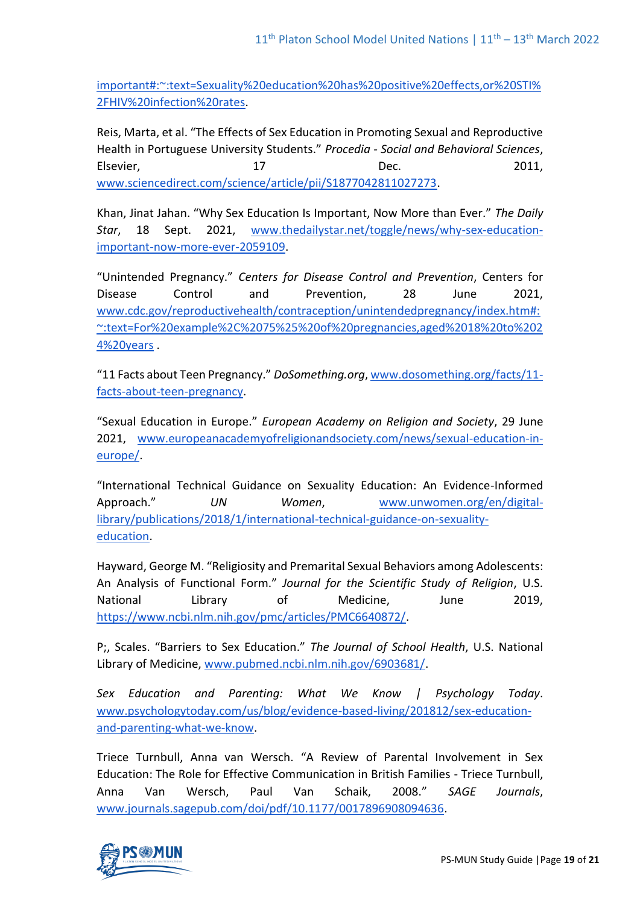important#:~:text=Sexuality%20education%20has%20positive%20effects,or%20STI%2FHIV%20infection%20rates.

Reis, Marta, et al. “The Effects of Sex Education in Promoting Sexual and Reproductive Health in Portuguese University Students.” *Procedia - Social and Behavioral Sciences*, Elsevier, 17 Dec. 2011, www.sciencedirect.com/science/article/pii/S1877042811027273.

Khan, Jinat Jahan. “Why Sex Education Is Important, Now More than Ever.” *The Daily Star*, 18 Sept. 2021, www.thedailystar.net/toggle/news/why-sex-education-important-now-more-ever-2059109.

“Unintended Pregnancy.” *Centers for Disease Control and Prevention*, Centers for Disease Control and Prevention, 28 June 2021, www.cdc.gov/reproductivehealth/contraception/unintendedpregnancy/index.htm#:~:text=For%20example%2C%2075%25%20of%20pregnancies,aged%2018%20to%2024%20years .

“11 Facts about Teen Pregnancy.” *DoSomething.org*, www.dosomething.org/facts/11-facts-about-teen-pregnancy.

“Sexual Education in Europe.” *European Academy on Religion and Society*, 29 June 2021, www.europeanacademyofreligionandsociety.com/news/sexual-education-in-europe/.

“International Technical Guidance on Sexuality Education: An Evidence-Informed Approach.” *UN Women*, www.unwomen.org/en/digital-library/publications/2018/1/international-technical-guidance-on-sexuality-education.

Hayward, George M. “Religiosity and Premarital Sexual Behaviors among Adolescents: An Analysis of Functional Form.” *Journal for the Scientific Study of Religion*, U.S. National Library of Medicine, June 2019, https://www.ncbi.nlm.nih.gov/pmc/articles/PMC6640872/.

P;, Scales. “Barriers to Sex Education.” *The Journal of School Health*, U.S. National Library of Medicine, www.pubmed.ncbi.nlm.nih.gov/6903681/.

*Sex Education and Parenting: What We Know | Psychology Today*. www.psychologytoday.com/us/blog/evidence-based-living/201812/sex-education-and-parenting-what-we-know.

Triece Turnbull, Anna van Wersch. “A Review of Parental Involvement in Sex Education: The Role for Effective Communication in British Families - Triece Turnbull, Anna Van Wersch, Paul Van Schaik, 2008.” *SAGE Journals*, www.journals.sagepub.com/doi/pdf/10.1177/0017896908094636.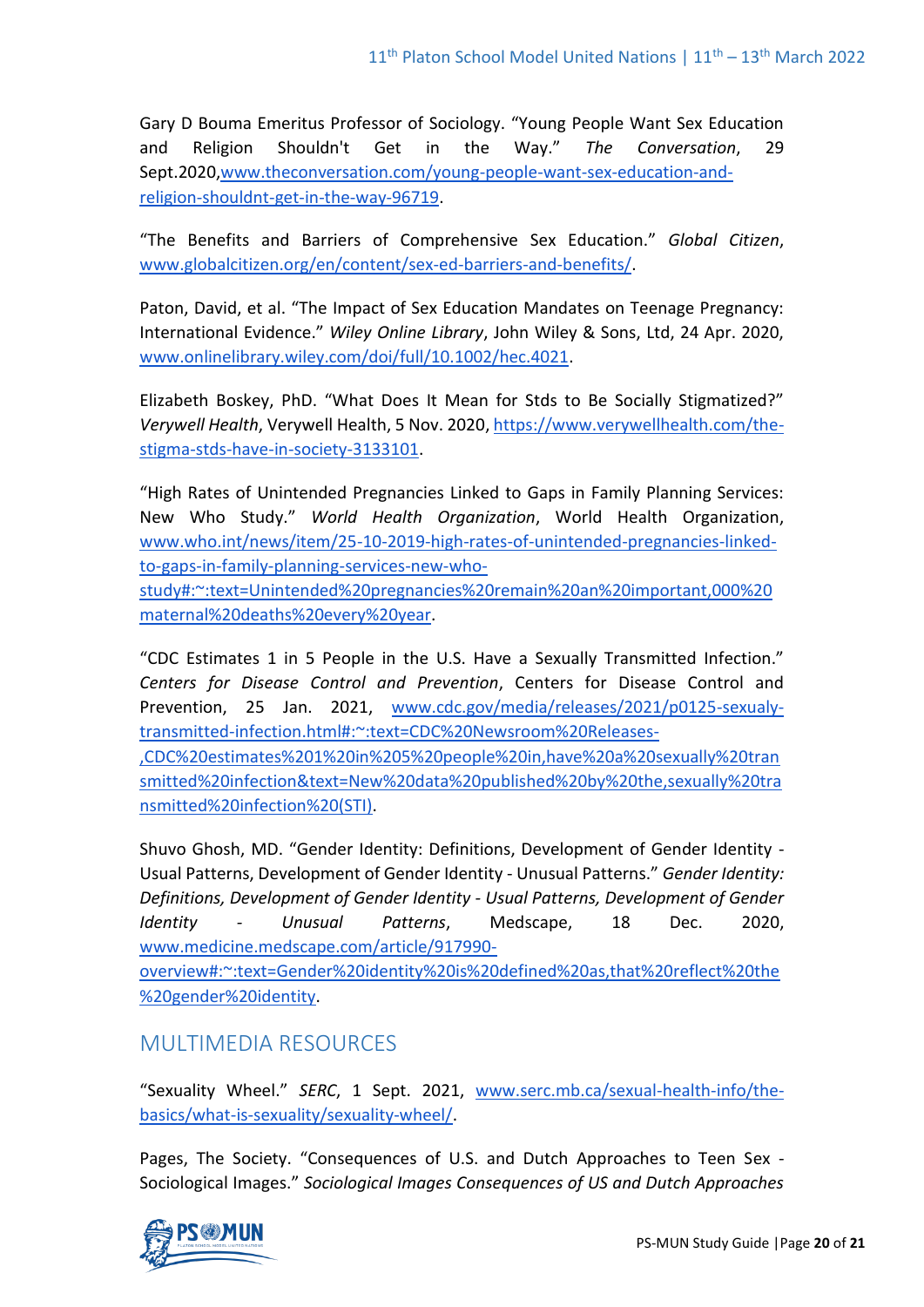Gary D Bouma Emeritus Professor of Sociology. "Young People Want Sex Education and Religion Shouldn't Get in the Way." *The Conversation*, 29 Sept.2020,[www.theconversation.com/young-people-want-sex-education-and-religion-shouldnt-get-in-the-way-96719](www.theconversation.com/young-people-want-sex-education-and-religion-shouldnt-get-in-the-way-96719).

"The Benefits and Barriers of Comprehensive Sex Education." *Global Citizen*, [www.globalcitizen.org/en/content/sex-ed-barriers-and-benefits/](www.globalcitizen.org/en/content/sex-ed-barriers-and-benefits/).

Paton, David, et al. "The Impact of Sex Education Mandates on Teenage Pregnancy: International Evidence." *Wiley Online Library*, John Wiley & Sons, Ltd, 24 Apr. 2020, [www.onlinelibrary.wiley.com/doi/full/10.1002/hec.4021](www.onlinelibrary.wiley.com/doi/full/10.1002/hec.4021).

Elizabeth Boskey, PhD. "What Does It Mean for Stds to Be Socially Stigmatized?" *Verywell Health*, Verywell Health, 5 Nov. 2020, [https://www.verywellhealth.com/the-stigma-stds-have-in-society-3133101](https://www.verywellhealth.com/the-stigma-stds-have-in-society-3133101).

"High Rates of Unintended Pregnancies Linked to Gaps in Family Planning Services: New Who Study." *World Health Organization*, World Health Organization, [www.who.int/news/item/25-10-2019-high-rates-of-unintended-pregnancies-linked-to-gaps-in-family-planning-services-new-who-study#:~:text=Unintended%20pregnancies%20remain%20an%20important,000%20maternal%20deaths%20every%20year](www.who.int/news/item/25-10-2019-high-rates-of-unintended-pregnancies-linked-to-gaps-in-family-planning-services-new-who-study#:~:text=Unintended%20pregnancies%20remain%20an%20important,000%20maternal%20deaths%20every%20year).

"CDC Estimates 1 in 5 People in the U.S. Have a Sexually Transmitted Infection." *Centers for Disease Control and Prevention*, Centers for Disease Control and Prevention, 25 Jan. 2021, [www.cdc.gov/media/releases/2021/p0125-sexualy-transmitted-infection.html#:~:text=CDC%20Newsroom%20Releases-,CDC%20estimates%201%20in%205%20people%20in,have%20a%20sexually%20transmitted%20infection&text=New%20data%20published%20by%20the,sexually%20transmitted%20infection%20(STI)](www.cdc.gov/media/releases/2021/p0125-sexualy-transmitted-infection.html#:~:text=CDC%20Newsroom%20Releases-,CDC%20estimates%201%20in%205%20people%20in,have%20a%20sexually%20transmitted%20infection&text=New%20data%20published%20by%20the,sexually%20transmitted%20infection%20(STI)).

Shuvo Ghosh, MD. "Gender Identity: Definitions, Development of Gender Identity - Usual Patterns, Development of Gender Identity - Unusual Patterns." *Gender Identity: Definitions, Development of Gender Identity - Usual Patterns, Development of Gender Identity - Unusual Patterns*, Medscape, 18 Dec. 2020, [www.medicine.medscape.com/article/917990-overview#:~:text=Gender%20identity%20is%20defined%20as,that%20reflect%20the%20gender%20identity](www.medicine.medscape.com/article/917990-overview#:~:text=Gender%20identity%20is%20defined%20as,that%20reflect%20the%20gender%20identity).

## MULTIMEDIA RESOURCES

"Sexuality Wheel." *SERC*, 1 Sept. 2021, [www.serc.mb.ca/sexual-health-info/the-basics/what-is-sexuality/sexuality-wheel/](www.serc.mb.ca/sexual-health-info/the-basics/what-is-sexuality/sexuality-wheel/).

Pages, The Society. "Consequences of U.S. and Dutch Approaches to Teen Sex - Sociological Images." *Sociological Images Consequences of US and Dutch Approaches*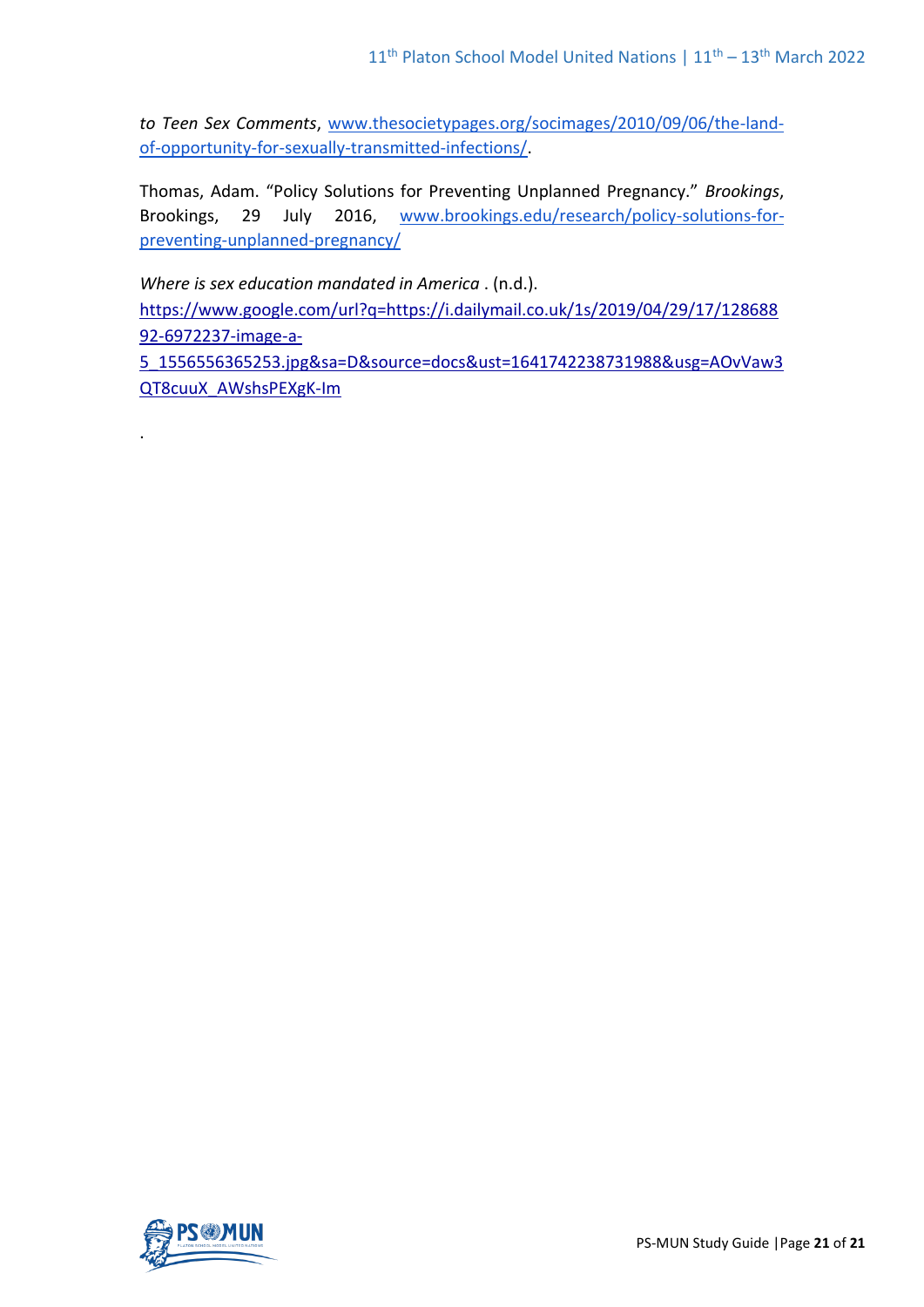*to Teen Sex Comments*, www.thesocietypages.org/socimages/2010/09/06/the-land-of-opportunity-for-sexually-transmitted-infections/.

Thomas, Adam. "Policy Solutions for Preventing Unplanned Pregnancy." *Brookings*, Brookings, 29 July 2016, www.brookings.edu/research/policy-solutions-for-preventing-unplanned-pregnancy/

*Where is sex education mandated in America* . (n.d.). https://www.google.com/url?q=https://i.dailymail.co.uk/1s/2019/04/29/17/12868892-6972237-image-a-5_1556556365253.jpg&sa=D&source=docs&ust=1641742238731988&usg=AOvVaw3QT8cuuX_AWshsPEXgK-Im

.